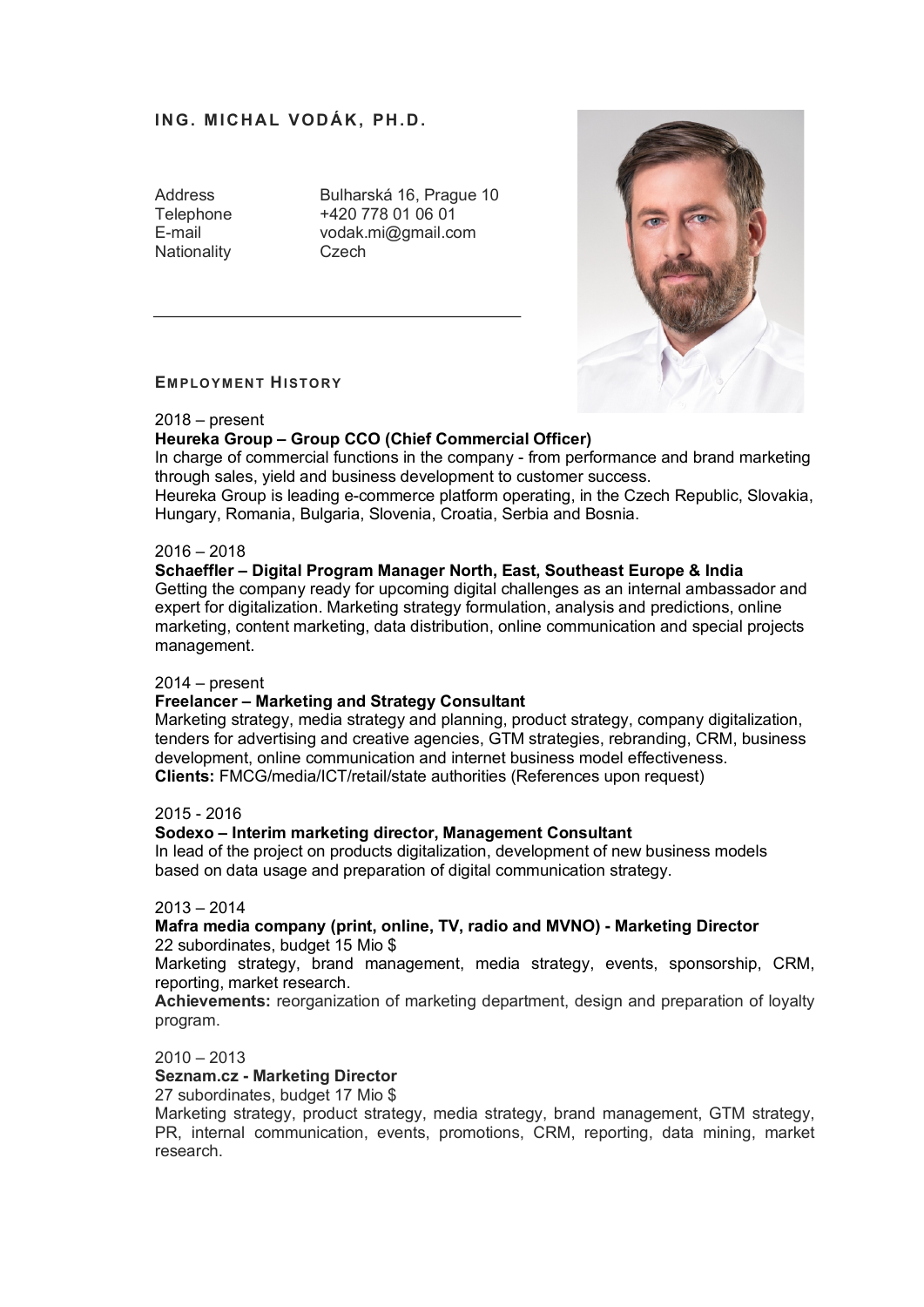# ING. MICHAL VODÁK, PH.D.

| | |
|---|---|
| Address | Bulharská 16, Prague 10 |
| Telephone | +420 778 01 06 01 |
| E-mail | vodak.mi@gmail.com |
| Nationality | Czech |

## EMPLOYMENT HISTORY

2018 – present
**Heureka Group – Group CCO (Chief Commercial Officer)**
In charge of commercial functions in the company - from performance and brand marketing through sales, yield and business development to customer success.
Heureka Group is leading e-commerce platform operating, in the Czech Republic, Slovakia, Hungary, Romania, Bulgaria, Slovenia, Croatia, Serbia and Bosnia.

2016 – 2018
**Schaeffler – Digital Program Manager North, East, Southeast Europe & India**
Getting the company ready for upcoming digital challenges as an internal ambassador and expert for digitalization. Marketing strategy formulation, analysis and predictions, online marketing, content marketing, data distribution, online communication and special projects management.

2014 – present
**Freelancer – Marketing and Strategy Consultant**
Marketing strategy, media strategy and planning, product strategy, company digitalization, tenders for advertising and creative agencies, GTM strategies, rebranding, CRM, business development, online communication and internet business model effectiveness.
**Clients:** FMCG/media/ICT/retail/state authorities (References upon request)

2015 - 2016
**Sodexo – Interim marketing director, Management Consultant**
In lead of the project on products digitalization, development of new business models based on data usage and preparation of digital communication strategy.

2013 – 2014
**Mafra media company (print, online, TV, radio and MVNO) - Marketing Director**
22 subordinates, budget 15 Mio $
Marketing strategy, brand management, media strategy, events, sponsorship, CRM, reporting, market research.
**Achievements:** reorganization of marketing department, design and preparation of loyalty program.

2010 – 2013
**Seznam.cz - Marketing Director**
27 subordinates, budget 17 Mio $
Marketing strategy, product strategy, media strategy, brand management, GTM strategy, PR, internal communication, events, promotions, CRM, reporting, data mining, market research.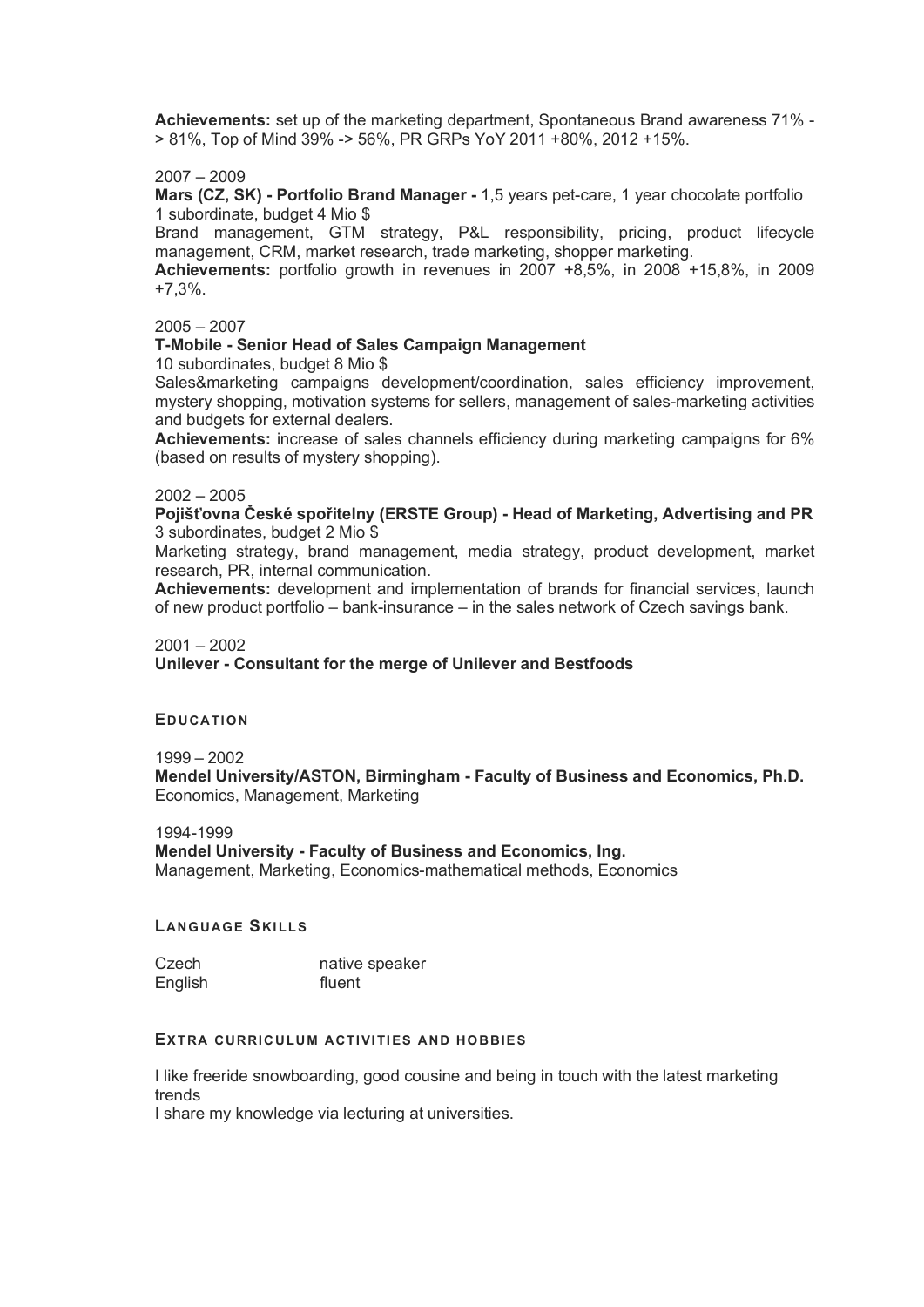**Achievements:** set up of the marketing department, Spontaneous Brand awareness 71% -> 81%, Top of Mind 39% -> 56%, PR GRPs YoY 2011 +80%, 2012 +15%.

2007 – 2009

**Mars (CZ, SK) - Portfolio Brand Manager -** 1,5 years pet-care, 1 year chocolate portfolio
1 subordinate, budget 4 Mio $

Brand management, GTM strategy, P&L responsibility, pricing, product lifecycle management, CRM, market research, trade marketing, shopper marketing.

**Achievements:** portfolio growth in revenues in 2007 +8,5%, in 2008 +15,8%, in 2009 +7,3%.

2005 – 2007

**T-Mobile - Senior Head of Sales Campaign Management**

10 subordinates, budget 8 Mio $

Sales&marketing campaigns development/coordination, sales efficiency improvement, mystery shopping, motivation systems for sellers, management of sales-marketing activities and budgets for external dealers.

**Achievements:** increase of sales channels efficiency during marketing campaigns for 6% (based on results of mystery shopping).

2002 – 2005

**Pojišťovna České spořitelny (ERSTE Group) - Head of Marketing, Advertising and PR**

3 subordinates, budget 2 Mio $

Marketing strategy, brand management, media strategy, product development, market research, PR, internal communication.

**Achievements:** development and implementation of brands for financial services, launch of new product portfolio – bank-insurance – in the sales network of Czech savings bank.

2001 – 2002

**Unilever - Consultant for the merge of Unilever and Bestfoods**

## EDUCATION

1999 – 2002

**Mendel University/ASTON, Birmingham - Faculty of Business and Economics, Ph.D.**

Economics, Management, Marketing

1994-1999

**Mendel University - Faculty of Business and Economics, Ing.**

Management, Marketing, Economics-mathematical methods, Economics

## LANGUAGE SKILLS

| | |
|---|---|
| Czech | native speaker |
| English | fluent |

## EXTRA CURRICULUM ACTIVITIES AND HOBBIES

I like freeride snowboarding, good cousine and being in touch with the latest marketing trends

I share my knowledge via lecturing at universities.